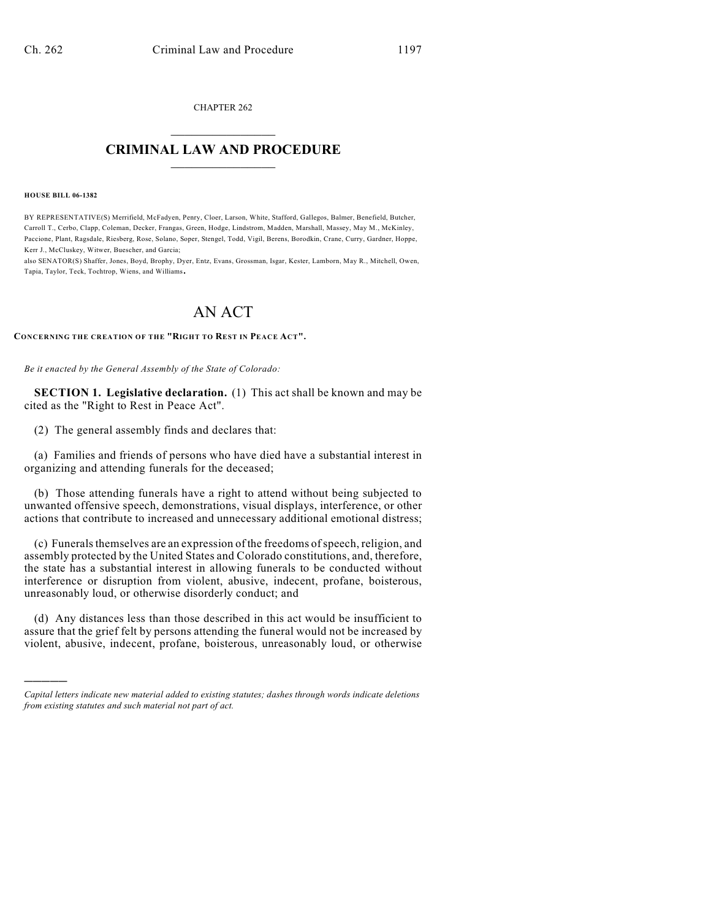CHAPTER 262

# CRIMINAL LAW AND PROCEDURE

**HOUSE BILL 06-1382**

BY REPRESENTATIVE(S) Merrifield, McFadyen, Penry, Cloer, Larson, White, Stafford, Gallegos, Balmer, Benefield, Butcher, Carroll T., Cerbo, Clapp, Coleman, Decker, Frangas, Green, Hodge, Lindstrom, Madden, Marshall, Massey, May M., McKinley, Paccione, Plant, Ragsdale, Riesberg, Rose, Solano, Soper, Stengel, Todd, Vigil, Berens, Borodkin, Crane, Curry, Gardner, Hoppe, Kerr J., McCluskey, Witwer, Buescher, and Garcia;
also SENATOR(S) Shaffer, Jones, Boyd, Brophy, Dyer, Entz, Evans, Grossman, Isgar, Kester, Lamborn, May R., Mitchell, Owen, Tapia, Taylor, Teck, Tochtrop, Wiens, and Williams.

# AN ACT

**CONCERNING THE CREATION OF THE "RIGHT TO REST IN PEACE ACT".**

*Be it enacted by the General Assembly of the State of Colorado:*

**SECTION 1. Legislative declaration.** (1) This act shall be known and may be cited as the "Right to Rest in Peace Act".

(2) The general assembly finds and declares that:

(a) Families and friends of persons who have died have a substantial interest in organizing and attending funerals for the deceased;

(b) Those attending funerals have a right to attend without being subjected to unwanted offensive speech, demonstrations, visual displays, interference, or other actions that contribute to increased and unnecessary additional emotional distress;

(c) Funerals themselves are an expression of the freedoms of speech, religion, and assembly protected by the United States and Colorado constitutions, and, therefore, the state has a substantial interest in allowing funerals to be conducted without interference or disruption from violent, abusive, indecent, profane, boisterous, unreasonably loud, or otherwise disorderly conduct; and

(d) Any distances less than those described in this act would be insufficient to assure that the grief felt by persons attending the funeral would not be increased by violent, abusive, indecent, profane, boisterous, unreasonably loud, or otherwise

---

*Capital letters indicate new material added to existing statutes; dashes through words indicate deletions from existing statutes and such material not part of act.*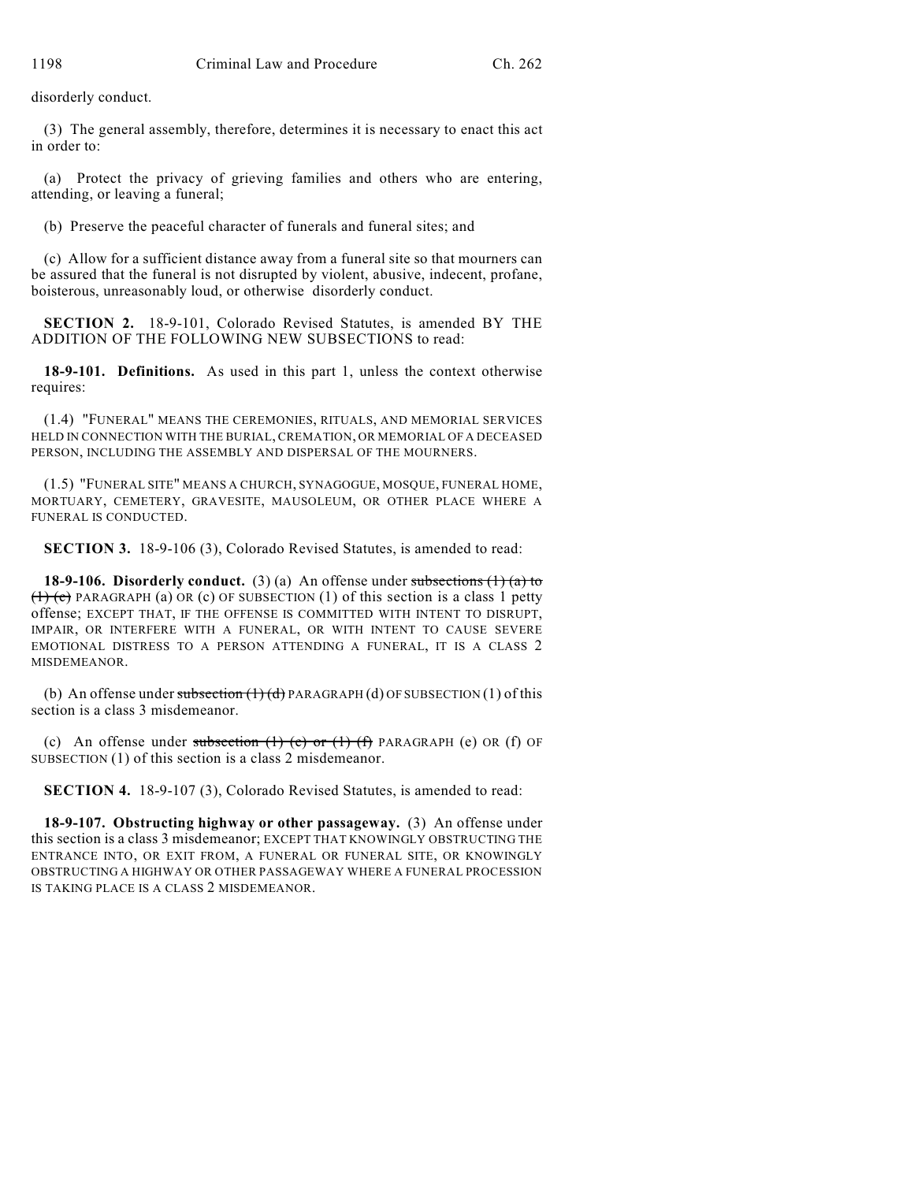disorderly conduct.

(3) The general assembly, therefore, determines it is necessary to enact this act in order to:

(a) Protect the privacy of grieving families and others who are entering, attending, or leaving a funeral;

(b) Preserve the peaceful character of funerals and funeral sites; and

(c) Allow for a sufficient distance away from a funeral site so that mourners can be assured that the funeral is not disrupted by violent, abusive, indecent, profane, boisterous, unreasonably loud, or otherwise disorderly conduct.

**SECTION 2.** 18-9-101, Colorado Revised Statutes, is amended BY THE ADDITION OF THE FOLLOWING NEW SUBSECTIONS to read:

**18-9-101. Definitions.** As used in this part 1, unless the context otherwise requires:

(1.4) "FUNERAL" MEANS THE CEREMONIES, RITUALS, AND MEMORIAL SERVICES HELD IN CONNECTION WITH THE BURIAL, CREMATION, OR MEMORIAL OF A DECEASED PERSON, INCLUDING THE ASSEMBLY AND DISPERSAL OF THE MOURNERS.

(1.5) "FUNERAL SITE" MEANS A CHURCH, SYNAGOGUE, MOSQUE, FUNERAL HOME, MORTUARY, CEMETERY, GRAVESITE, MAUSOLEUM, OR OTHER PLACE WHERE A FUNERAL IS CONDUCTED.

**SECTION 3.** 18-9-106 (3), Colorado Revised Statutes, is amended to read:

**18-9-106. Disorderly conduct.** (3) (a) An offense under ~~subsections (1) (a) to (1) (c)~~ PARAGRAPH (a) OR (c) OF SUBSECTION (1) of this section is a class 1 petty offense; EXCEPT THAT, IF THE OFFENSE IS COMMITTED WITH INTENT TO DISRUPT, IMPAIR, OR INTERFERE WITH A FUNERAL, OR WITH INTENT TO CAUSE SEVERE EMOTIONAL DISTRESS TO A PERSON ATTENDING A FUNERAL, IT IS A CLASS 2 MISDEMEANOR.

(b) An offense under ~~subsection (1) (d)~~ PARAGRAPH (d) OF SUBSECTION (1) of this section is a class 3 misdemeanor.

(c) An offense under ~~subsection (1) (e) or (1) (f)~~ PARAGRAPH (e) OR (f) OF SUBSECTION (1) of this section is a class 2 misdemeanor.

**SECTION 4.** 18-9-107 (3), Colorado Revised Statutes, is amended to read:

**18-9-107. Obstructing highway or other passageway.** (3) An offense under this section is a class 3 misdemeanor; EXCEPT THAT KNOWINGLY OBSTRUCTING THE ENTRANCE INTO, OR EXIT FROM, A FUNERAL OR FUNERAL SITE, OR KNOWINGLY OBSTRUCTING A HIGHWAY OR OTHER PASSAGEWAY WHERE A FUNERAL PROCESSION IS TAKING PLACE IS A CLASS 2 MISDEMEANOR.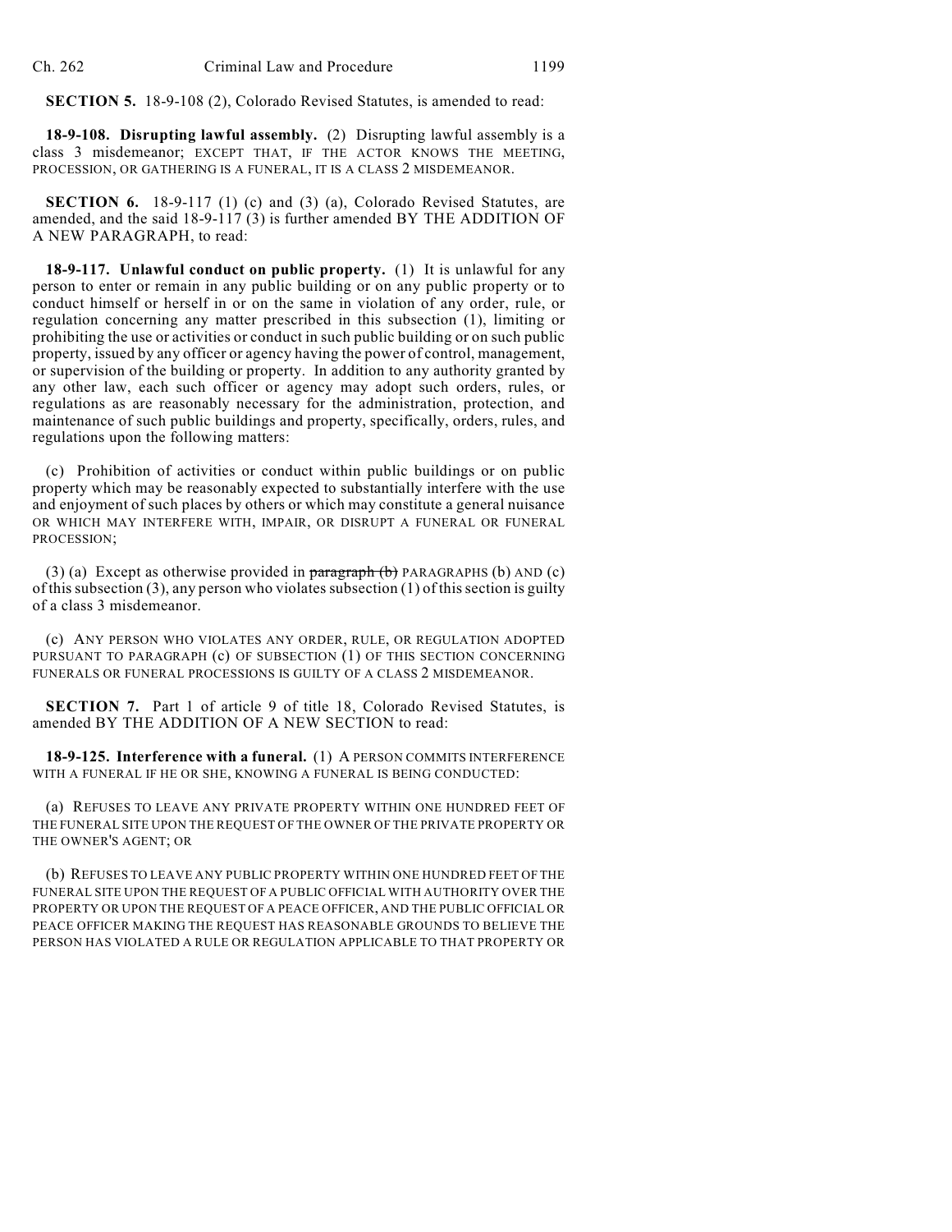**SECTION 5.** 18-9-108 (2), Colorado Revised Statutes, is amended to read:

**18-9-108. Disrupting lawful assembly.** (2) Disrupting lawful assembly is a class 3 misdemeanor; EXCEPT THAT, IF THE ACTOR KNOWS THE MEETING, PROCESSION, OR GATHERING IS A FUNERAL, IT IS A CLASS 2 MISDEMEANOR.

**SECTION 6.** 18-9-117 (1) (c) and (3) (a), Colorado Revised Statutes, are amended, and the said 18-9-117 (3) is further amended BY THE ADDITION OF A NEW PARAGRAPH, to read:

**18-9-117. Unlawful conduct on public property.** (1) It is unlawful for any person to enter or remain in any public building or on any public property or to conduct himself or herself in or on the same in violation of any order, rule, or regulation concerning any matter prescribed in this subsection (1), limiting or prohibiting the use or activities or conduct in such public building or on such public property, issued by any officer or agency having the power of control, management, or supervision of the building or property. In addition to any authority granted by any other law, each such officer or agency may adopt such orders, rules, or regulations as are reasonably necessary for the administration, protection, and maintenance of such public buildings and property, specifically, orders, rules, and regulations upon the following matters:

(c) Prohibition of activities or conduct within public buildings or on public property which may be reasonably expected to substantially interfere with the use and enjoyment of such places by others or which may constitute a general nuisance OR WHICH MAY INTERFERE WITH, IMPAIR, OR DISRUPT A FUNERAL OR FUNERAL PROCESSION;

(3) (a) Except as otherwise provided in ~~paragraph (b)~~ PARAGRAPHS (b) AND (c) of this subsection (3), any person who violates subsection (1) of this section is guilty of a class 3 misdemeanor.

(c) ANY PERSON WHO VIOLATES ANY ORDER, RULE, OR REGULATION ADOPTED PURSUANT TO PARAGRAPH (c) OF SUBSECTION (1) OF THIS SECTION CONCERNING FUNERALS OR FUNERAL PROCESSIONS IS GUILTY OF A CLASS 2 MISDEMEANOR.

**SECTION 7.** Part 1 of article 9 of title 18, Colorado Revised Statutes, is amended BY THE ADDITION OF A NEW SECTION to read:

**18-9-125. Interference with a funeral.** (1) A PERSON COMMITS INTERFERENCE WITH A FUNERAL IF HE OR SHE, KNOWING A FUNERAL IS BEING CONDUCTED:

(a) REFUSES TO LEAVE ANY PRIVATE PROPERTY WITHIN ONE HUNDRED FEET OF THE FUNERAL SITE UPON THE REQUEST OF THE OWNER OF THE PRIVATE PROPERTY OR THE OWNER'S AGENT; OR

(b) REFUSES TO LEAVE ANY PUBLIC PROPERTY WITHIN ONE HUNDRED FEET OF THE FUNERAL SITE UPON THE REQUEST OF A PUBLIC OFFICIAL WITH AUTHORITY OVER THE PROPERTY OR UPON THE REQUEST OF A PEACE OFFICER, AND THE PUBLIC OFFICIAL OR PEACE OFFICER MAKING THE REQUEST HAS REASONABLE GROUNDS TO BELIEVE THE PERSON HAS VIOLATED A RULE OR REGULATION APPLICABLE TO THAT PROPERTY OR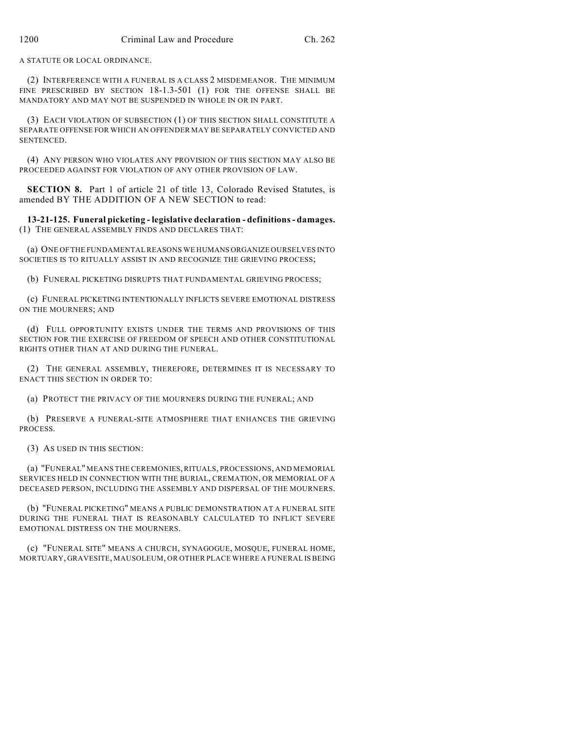A STATUTE OR LOCAL ORDINANCE.

(2) INTERFERENCE WITH A FUNERAL IS A CLASS 2 MISDEMEANOR. THE MINIMUM FINE PRESCRIBED BY SECTION 18-1.3-501 (1) FOR THE OFFENSE SHALL BE MANDATORY AND MAY NOT BE SUSPENDED IN WHOLE IN OR IN PART.

(3) EACH VIOLATION OF SUBSECTION (1) OF THIS SECTION SHALL CONSTITUTE A SEPARATE OFFENSE FOR WHICH AN OFFENDER MAY BE SEPARATELY CONVICTED AND SENTENCED.

(4) ANY PERSON WHO VIOLATES ANY PROVISION OF THIS SECTION MAY ALSO BE PROCEEDED AGAINST FOR VIOLATION OF ANY OTHER PROVISION OF LAW.

**SECTION 8.** Part 1 of article 21 of title 13, Colorado Revised Statutes, is amended BY THE ADDITION OF A NEW SECTION to read:

**13-21-125. Funeral picketing - legislative declaration - definitions - damages.** (1) THE GENERAL ASSEMBLY FINDS AND DECLARES THAT:

(a) ONE OF THE FUNDAMENTAL REASONS WE HUMANS ORGANIZE OURSELVES INTO SOCIETIES IS TO RITUALLY ASSIST IN AND RECOGNIZE THE GRIEVING PROCESS;

(b) FUNERAL PICKETING DISRUPTS THAT FUNDAMENTAL GRIEVING PROCESS;

(c) FUNERAL PICKETING INTENTIONALLY INFLICTS SEVERE EMOTIONAL DISTRESS ON THE MOURNERS; AND

(d) FULL OPPORTUNITY EXISTS UNDER THE TERMS AND PROVISIONS OF THIS SECTION FOR THE EXERCISE OF FREEDOM OF SPEECH AND OTHER CONSTITUTIONAL RIGHTS OTHER THAN AT AND DURING THE FUNERAL.

(2) THE GENERAL ASSEMBLY, THEREFORE, DETERMINES IT IS NECESSARY TO ENACT THIS SECTION IN ORDER TO:

(a) PROTECT THE PRIVACY OF THE MOURNERS DURING THE FUNERAL; AND

(b) PRESERVE A FUNERAL-SITE ATMOSPHERE THAT ENHANCES THE GRIEVING PROCESS.

(3) AS USED IN THIS SECTION:

(a) "FUNERAL" MEANS THE CEREMONIES, RITUALS, PROCESSIONS, AND MEMORIAL SERVICES HELD IN CONNECTION WITH THE BURIAL, CREMATION, OR MEMORIAL OF A DECEASED PERSON, INCLUDING THE ASSEMBLY AND DISPERSAL OF THE MOURNERS.

(b) "FUNERAL PICKETING" MEANS A PUBLIC DEMONSTRATION AT A FUNERAL SITE DURING THE FUNERAL THAT IS REASONABLY CALCULATED TO INFLICT SEVERE EMOTIONAL DISTRESS ON THE MOURNERS.

(c) "FUNERAL SITE" MEANS A CHURCH, SYNAGOGUE, MOSQUE, FUNERAL HOME, MORTUARY, GRAVESITE, MAUSOLEUM, OR OTHER PLACE WHERE A FUNERAL IS BEING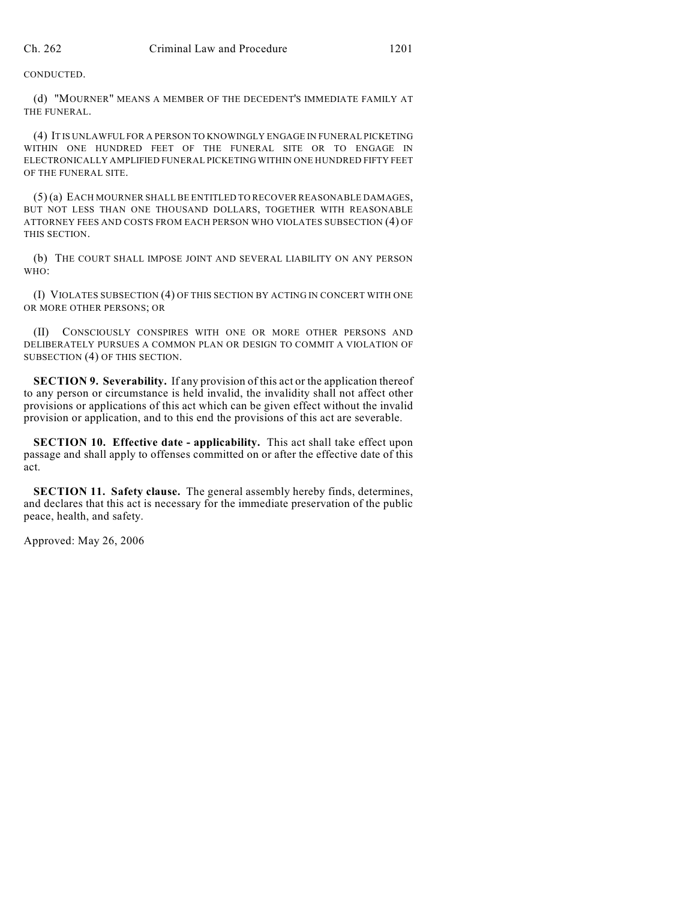CONDUCTED.

(d) "MOURNER" MEANS A MEMBER OF THE DECEDENT'S IMMEDIATE FAMILY AT THE FUNERAL.

(4) IT IS UNLAWFUL FOR A PERSON TO KNOWINGLY ENGAGE IN FUNERAL PICKETING WITHIN ONE HUNDRED FEET OF THE FUNERAL SITE OR TO ENGAGE IN ELECTRONICALLY AMPLIFIED FUNERAL PICKETING WITHIN ONE HUNDRED FIFTY FEET OF THE FUNERAL SITE.

(5) (a) EACH MOURNER SHALL BE ENTITLED TO RECOVER REASONABLE DAMAGES, BUT NOT LESS THAN ONE THOUSAND DOLLARS, TOGETHER WITH REASONABLE ATTORNEY FEES AND COSTS FROM EACH PERSON WHO VIOLATES SUBSECTION (4) OF THIS SECTION.

(b) THE COURT SHALL IMPOSE JOINT AND SEVERAL LIABILITY ON ANY PERSON WHO:

(I) VIOLATES SUBSECTION (4) OF THIS SECTION BY ACTING IN CONCERT WITH ONE OR MORE OTHER PERSONS; OR

(II) CONSCIOUSLY CONSPIRES WITH ONE OR MORE OTHER PERSONS AND DELIBERATELY PURSUES A COMMON PLAN OR DESIGN TO COMMIT A VIOLATION OF SUBSECTION (4) OF THIS SECTION.

**SECTION 9. Severability.** If any provision of this act or the application thereof to any person or circumstance is held invalid, the invalidity shall not affect other provisions or applications of this act which can be given effect without the invalid provision or application, and to this end the provisions of this act are severable.

**SECTION 10. Effective date - applicability.** This act shall take effect upon passage and shall apply to offenses committed on or after the effective date of this act.

**SECTION 11. Safety clause.** The general assembly hereby finds, determines, and declares that this act is necessary for the immediate preservation of the public peace, health, and safety.

Approved: May 26, 2006